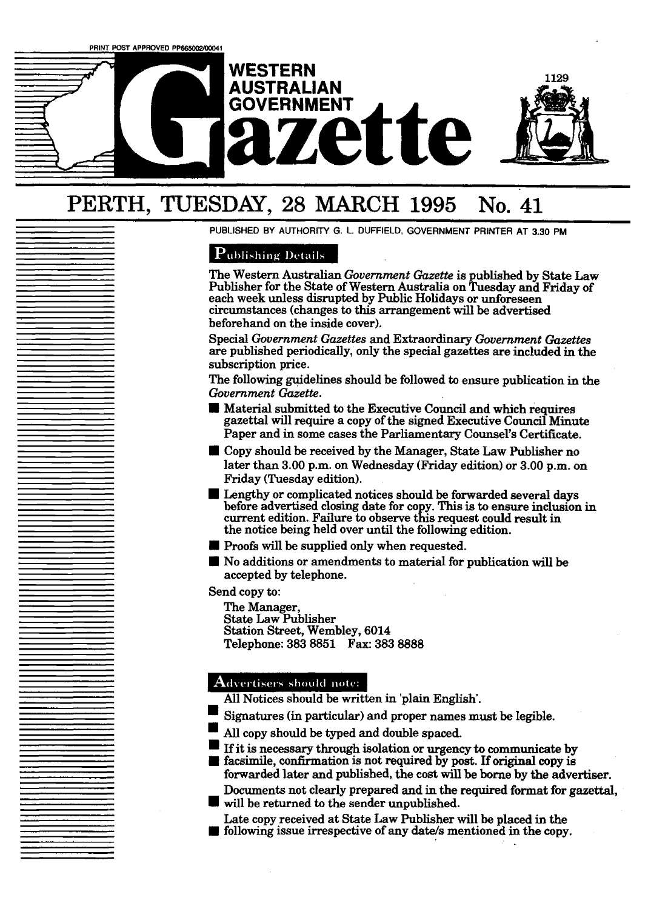PRINT POST APPROVED PP665002/00041

# WESTERN AUSTRALIAN GOVERNMENT Gazette

1129

## PERTH, TUESDAY, 28 MARCH 1995 No. 41

PUBLISHED BY AUTHORITY G. L. DUFFIELD, GOVERNMENT PRINTER AT 3.30 PM

### Publishing Details

The Western Australian *Government Gazette* is published by State Law Publisher for the State of Western Australia on Tuesday and Friday of each week unless disrupted by Public Holidays or unforeseen circumstances (changes to this arrangement will be advertised beforehand on the inside cover).

Special *Government Gazettes* and Extraordinary *Government Gazettes* are published periodically, only the special gazettes are included in the subscription price.

The following guidelines should be followed to ensure publication in the *Government Gazette*.

- Material submitted to the Executive Council and which requires gazettal will require a copy of the signed Executive Council Minute Paper and in some cases the Parliamentary Counsel's Certificate.
- Copy should be received by the Manager, State Law Publisher no later than 3.00 p.m. on Wednesday (Friday edition) or 3.00 p.m. on Friday (Tuesday edition).
- Lengthy or complicated notices should be forwarded several days before advertised closing date for copy. This is to ensure inclusion in current edition. Failure to observe this request could result in the notice being held over until the following edition.
- Proofs will be supplied only when requested.
- No additions or amendments to material for publication will be accepted by telephone.

Send copy to:

The Manager,
State Law Publisher
Station Street, Wembley, 6014
Telephone: 383 8851 Fax: 383 8888

### Advertisers should note:

- All Notices should be written in 'plain English'.
- Signatures (in particular) and proper names must be legible.
- All copy should be typed and double spaced.
- If it is necessary through isolation or urgency to communicate by facsimile, confirmation is not required by post. If original copy is forwarded later and published, the cost will be borne by the advertiser.
- Documents not clearly prepared and in the required format for gazettal, will be returned to the sender unpublished.
- Late copy received at State Law Publisher will be placed in the following issue irrespective of any date/s mentioned in the copy.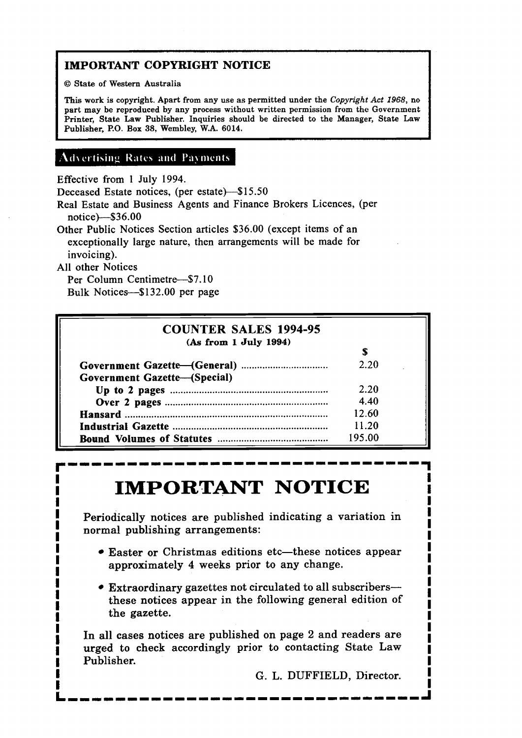## IMPORTANT COPYRIGHT NOTICE

© State of Western Australia

This work is copyright. Apart from any use as permitted under the *Copyright Act 1968*, no part may be reproduced by any process without written permission from the Government Printer, State Law Publisher. Inquiries should be directed to the Manager, State Law Publisher, P.O. Box 38, Wembley, W.A. 6014.

## Advertising Rates and Payments

Effective from 1 July 1994.

Deceased Estate notices, (per estate)—$15.50

Real Estate and Business Agents and Finance Brokers Licences, (per notice)—$36.00

Other Public Notices Section articles $36.00 (except items of an exceptionally large nature, then arrangements will be made for invoicing).

All other Notices

Per Column Centimetre—$7.10

Bulk Notices—$132.00 per page

## COUNTER SALES 1994-95

**(As from 1 July 1994)**

| | $ |
|---|---|
| **Government Gazette—(General)** | 2.20 |
| **Government Gazette—(Special)** | |
| **Up to 2 pages** | 2.20 |
| **Over 2 pages** | 4.40 |
| **Hansard** | 12.60 |
| **Industrial Gazette** | 11.20 |
| **Bound Volumes of Statutes** | 195.00 |

# IMPORTANT NOTICE

Periodically notices are published indicating a variation in normal publishing arrangements:

- Easter or Christmas editions etc—these notices appear approximately 4 weeks prior to any change.
- Extraordinary gazettes not circulated to all subscribers—these notices appear in the following general edition of the gazette.

In all cases notices are published on page 2 and readers are urged to check accordingly prior to contacting State Law Publisher.

G. L. DUFFIELD, Director.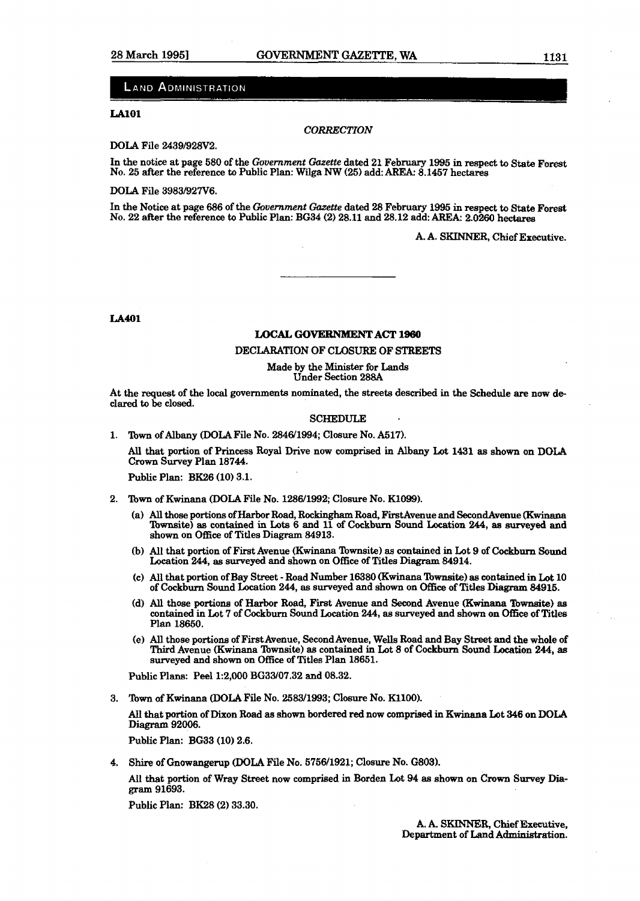## LAND ADMINISTRATION

**LA101**

*CORRECTION*

DOLA File 2439/928V2.

In the notice at page 580 of the *Government Gazette* dated 21 February 1995 in respect to State Forest No. 25 after the reference to Public Plan: Wilga NW (25) add: AREA: 8.1457 hectares

DOLA File 3983/927V6.

In the Notice at page 686 of the *Government Gazette* dated 28 February 1995 in respect to State Forest No. 22 after the reference to Public Plan: BG34 (2) 28.11 and 28.12 add: AREA: 2.0260 hectares

A. A. SKINNER, Chief Executive.

---

**LA401**

**LOCAL GOVERNMENT ACT 1960**

DECLARATION OF CLOSURE OF STREETS

Made by the Minister for Lands
Under Section 288A

At the request of the local governments nominated, the streets described in the Schedule are now declared to be closed.

SCHEDULE

1. Town of Albany (DOLA File No. 2846/1994; Closure No. A517).

   All that portion of Princess Royal Drive now comprised in Albany Lot 1431 as shown on DOLA Crown Survey Plan 18744.

   Public Plan: BK26 (10) 3.1.

2. Town of Kwinana (DOLA File No. 1286/1992; Closure No. K1099).

   (a) All those portions of Harbor Road, Rockingham Road, First Avenue and Second Avenue (Kwinana Townsite) as contained in Lots 6 and 11 of Cockburn Sound Location 244, as surveyed and shown on Office of Titles Diagram 84913.

   (b) All that portion of First Avenue (Kwinana Townsite) as contained in Lot 9 of Cockburn Sound Location 244, as surveyed and shown on Office of Titles Diagram 84914.

   (c) All that portion of Bay Street - Road Number 16380 (Kwinana Townsite) as contained in Lot 10 of Cockburn Sound Location 244, as surveyed and shown on Office of Titles Diagram 84915.

   (d) All those portions of Harbor Road, First Avenue and Second Avenue (Kwinana Townsite) as contained in Lot 7 of Cockburn Sound Location 244, as surveyed and shown on Office of Titles Plan 18650.

   (e) All those portions of First Avenue, Second Avenue, Wells Road and Bay Street and the whole of Third Avenue (Kwinana Townsite) as contained in Lot 8 of Cockburn Sound Location 244, as surveyed and shown on Office of Titles Plan 18651.

   Public Plans: Peel 1:2,000 BG33/07.32 and 08.32.

3. Town of Kwinana (DOLA File No. 2583/1993; Closure No. K1100).

   All that portion of Dixon Road as shown bordered red now comprised in Kwinana Lot 346 on DOLA Diagram 92006.

   Public Plan: BG33 (10) 2.6.

4. Shire of Gnowangerup (DOLA File No. 5756/1921; Closure No. G803).

   All that portion of Wray Street now comprised in Borden Lot 94 as shown on Crown Survey Diagram 91693.

   Public Plan: BK28 (2) 33.30.

A. A. SKINNER, Chief Executive,
Department of Land Administration.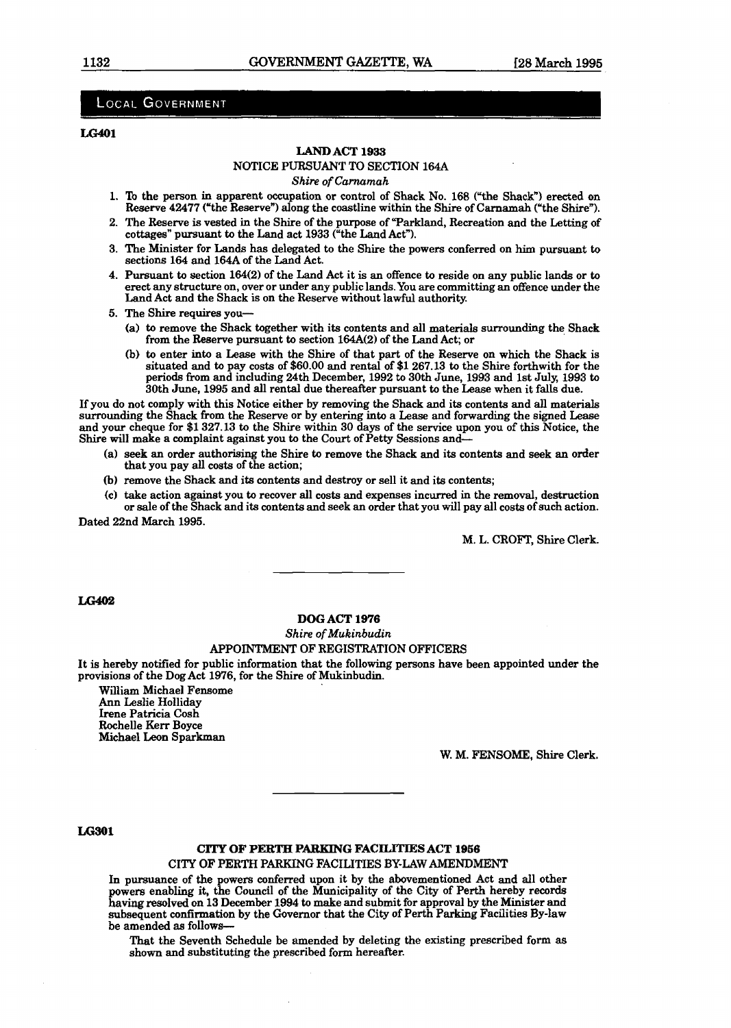## LOCAL GOVERNMENT

**LG401**

**LAND ACT 1933**

NOTICE PURSUANT TO SECTION 164A

*Shire of Carnamah*

1. To the person in apparent occupation or control of Shack No. 168 ("the Shack") erected on Reserve 42477 ("the Reserve") along the coastline within the Shire of Carnamah ("the Shire").
2. The Reserve is vested in the Shire of the purpose of "Parkland, Recreation and the Letting of cottages" pursuant to the Land act 1933 ("the Land Act").
3. The Minister for Lands has delegated to the Shire the powers conferred on him pursuant to sections 164 and 164A of the Land Act.
4. Pursuant to section 164(2) of the Land Act it is an offence to reside on any public lands or to erect any structure on, over or under any public lands. You are committing an offence under the Land Act and the Shack is on the Reserve without lawful authority.
5. The Shire requires you—
   - (a) to remove the Shack together with its contents and all materials surrounding the Shack from the Reserve pursuant to section 164A(2) of the Land Act; or
   - (b) to enter into a Lease with the Shire of that part of the Reserve on which the Shack is situated and to pay costs of $60.00 and rental of $1 267.13 to the Shire forthwith for the periods from and including 24th December, 1992 to 30th June, 1993 and 1st July, 1993 to 30th June, 1995 and all rental due thereafter pursuant to the Lease when it falls due.

If you do not comply with this Notice either by removing the Shack and its contents and all materials surrounding the Shack from the Reserve or by entering into a Lease and forwarding the signed Lease and your cheque for $1 327.13 to the Shire within 30 days of the service upon you of this Notice, the Shire will make a complaint against you to the Court of Petty Sessions and—

- (a) seek an order authorising the Shire to remove the Shack and its contents and seek an order that you pay all costs of the action;
- (b) remove the Shack and its contents and destroy or sell it and its contents;
- (c) take action against you to recover all costs and expenses incurred in the removal, destruction or sale of the Shack and its contents and seek an order that you will pay all costs of such action.

Dated 22nd March 1995.

M. L. CROFT, Shire Clerk.

---

**LG402**

**DOG ACT 1976**

*Shire of Mukinbudin*

APPOINTMENT OF REGISTRATION OFFICERS

It is hereby notified for public information that the following persons have been appointed under the provisions of the Dog Act 1976, for the Shire of Mukinbudin.

William Michael Fensome
Ann Leslie Holliday
Irene Patricia Cosh
Rochelle Kerr Boyce
Michael Leon Sparkman

W. M. FENSOME, Shire Clerk.

---

**LG301**

**CITY OF PERTH PARKING FACILITIES ACT 1956**

CITY OF PERTH PARKING FACILITIES BY-LAW AMENDMENT

In pursuance of the powers conferred upon it by the abovementioned Act and all other powers enabling it, the Council of the Municipality of the City of Perth hereby records having resolved on 13 December 1994 to make and submit for approval by the Minister and subsequent confirmation by the Governor that the City of Perth Parking Facilities By-law be amended as follows—

That the Seventh Schedule be amended by deleting the existing prescribed form as shown and substituting the prescribed form hereafter.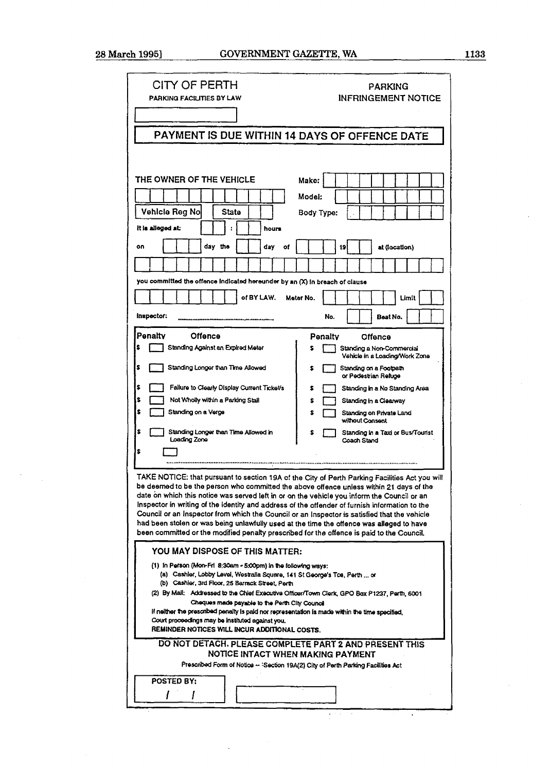**CITY OF PERTH**

PARKING FACILITIES BY LAW

**PARKING INFRINGEMENT NOTICE**

## PAYMENT IS DUE WITHIN 14 DAYS OF OFFENCE DATE

THE OWNER OF THE VEHICLE

Vehicle Reg No    State

Make:

Model:

Body Type:

It is alleged at: ____ : ____ hours

on ____ day the ____ day of ____ 19__ at (location)

you committed the offence indicated hereunder by an (X) in breach of clause

____ of BY LAW.    Meter No. ____    Limit ____

Inspector: ..............................    No. ____    Beat No. ____

| Penalty | Offence | Penalty | Offence |
|---|---|---|---|
| $ | Standing Against an Expired Meter | $ | Standing a Non-Commercial Vehicle in a Loading/Work Zone |
| $ | Standing Longer than Time Allowed | $ | Standing on a Footpath or Pedestrian Refuge |
| $ | Failure to Clearly Display Current Ticket/s | $ | Standing in a No Standing Area |
| $ | Not Wholly within a Parking Stall | $ | Standing in a Clearway |
| $ | Standing on a Verge | $ | Standing on Private Land without Consent |
| $ | Standing Longer than Time Allowed in Loading Zone | $ | Standing in a Taxi or Bus/Tourist Coach Stand |
| $ | .............................................. | | |

TAKE NOTICE: that pursuant to section 19A of the City of Perth Parking Facilities Act you will be deemed to be the person who committed the above offence unless within 21 days of the date on which this notice was served left in or on the vehicle you inform the Council or an Inspector in writing of the identity and address of the offender of furnish information to the Council or an Inspector from which the Council or an Inspector is satisfied that the vehicle had been stolen or was being unlawfully used at the time the offence was alleged to have been committed or the modified penalty prescribed for the offence is paid to the Council.

**YOU MAY DISPOSE OF THIS MATTER:**

(1) In Person (Mon-Fri 8:30am - 5:00pm) in the following ways:
  (a) Cashier, Lobby Level, Westralia Square, 141 St George's Tce, Perth ... or
  (b) Cashier, 3rd Floor, 25 Barrack Street, Perth

(2) By Mail: Addressed to the Chief Executive Officer/Town Clerk, GPO Box P1237, Perth, 6001
  Cheques made payable to the Perth City Council

If neither the prescribed penalty is paid nor representation is made within the time specified, Court proceedings may be instituted against you.

**REMINDER NOTICES WILL INCUR ADDITIONAL COSTS.**

**DO NOT DETACH. PLEASE COMPLETE PART 2 AND PRESENT THIS NOTICE INTACT WHEN MAKING PAYMENT**

Prescribed Form of Notice — Section 19A(2) City of Perth Parking Facilities Act

POSTED BY:

/ /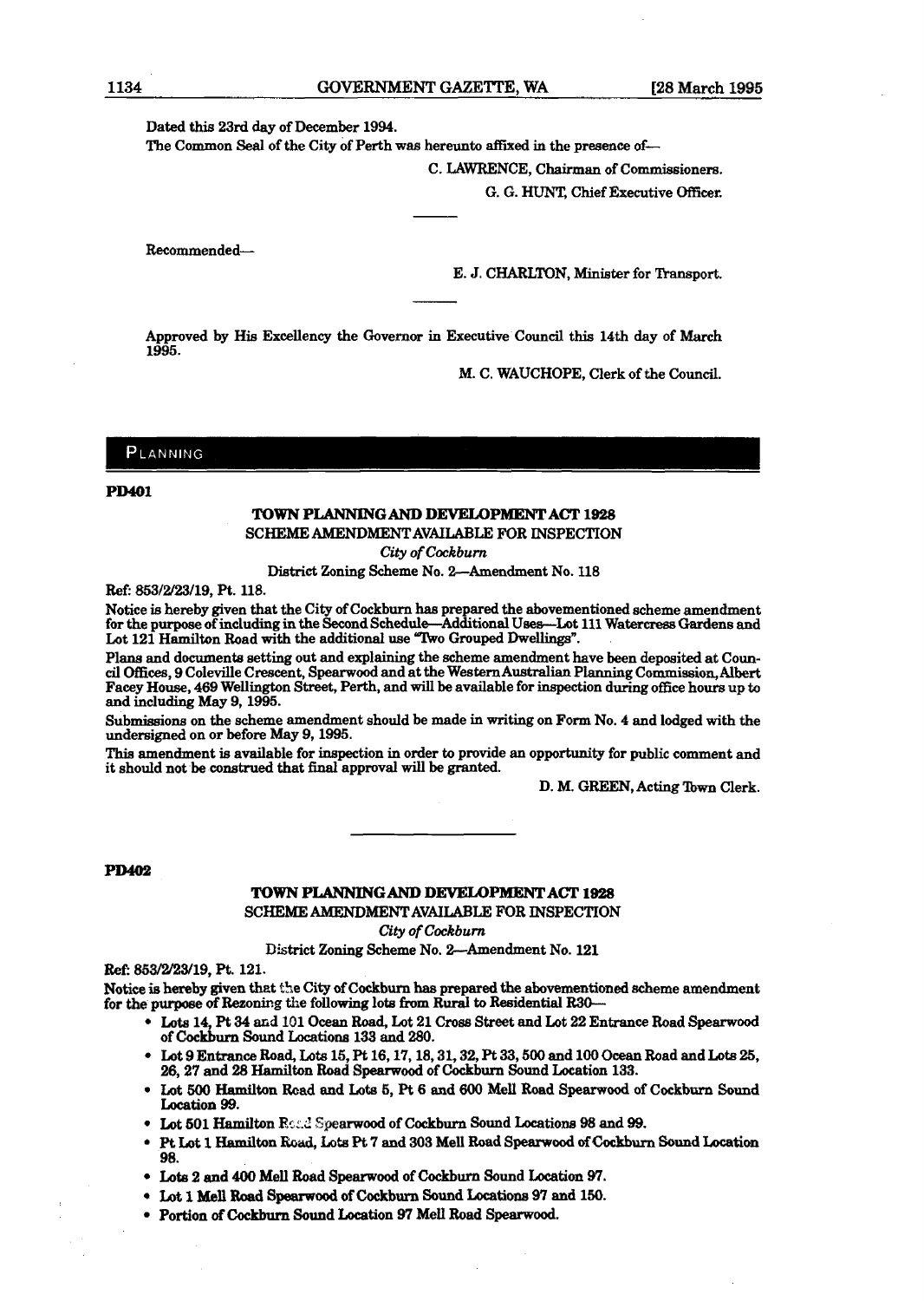Dated this 23rd day of December 1994.

The Common Seal of the City of Perth was hereunto affixed in the presence of—

C. LAWRENCE, Chairman of Commissioners.

G. G. HUNT, Chief Executive Officer.

---

Recommended—

E. J. CHARLTON, Minister for Transport.

---

Approved by His Excellency the Governor in Executive Council this 14th day of March 1995.

M. C. WAUCHOPE, Clerk of the Council.

## PLANNING

**PD401**

### TOWN PLANNING AND DEVELOPMENT ACT 1928

SCHEME AMENDMENT AVAILABLE FOR INSPECTION

*City of Cockburn*

District Zoning Scheme No. 2—Amendment No. 118

Ref: 853/2/23/19, Pt. 118.

Notice is hereby given that the City of Cockburn has prepared the abovementioned scheme amendment for the purpose of including in the Second Schedule—Additional Uses—Lot 111 Watercress Gardens and Lot 121 Hamilton Road with the additional use "Two Grouped Dwellings".

Plans and documents setting out and explaining the scheme amendment have been deposited at Council Offices, 9 Coleville Crescent, Spearwood and at the Western Australian Planning Commission, Albert Facey House, 469 Wellington Street, Perth, and will be available for inspection during office hours up to and including May 9, 1995.

Submissions on the scheme amendment should be made in writing on Form No. 4 and lodged with the undersigned on or before May 9, 1995.

This amendment is available for inspection in order to provide an opportunity for public comment and it should not be construed that final approval will be granted.

D. M. GREEN, Acting Town Clerk.

---

**PD402**

### TOWN PLANNING AND DEVELOPMENT ACT 1928

SCHEME AMENDMENT AVAILABLE FOR INSPECTION

*City of Cockburn*

District Zoning Scheme No. 2—Amendment No. 121

Ref: 853/2/23/19, Pt. 121.

Notice is hereby given that the City of Cockburn has prepared the abovementioned scheme amendment for the purpose of Rezoning the following lots from Rural to Residential R30—

- Lots 14, Pt 34 and 101 Ocean Road, Lot 21 Cross Street and Lot 22 Entrance Road Spearwood of Cockburn Sound Locations 133 and 280.
- Lot 9 Entrance Road, Lots 15, Pt 16, 17, 18, 31, 32, Pt 33, 500 and 100 Ocean Road and Lots 25, 26, 27 and 28 Hamilton Road Spearwood of Cockburn Sound Location 133.
- Lot 500 Hamilton Road and Lots 5, Pt 6 and 600 Mell Road Spearwood of Cockburn Sound Location 99.
- Lot 501 Hamilton Road Spearwood of Cockburn Sound Locations 98 and 99.
- Pt Lot 1 Hamilton Road, Lots Pt 7 and 303 Mell Road Spearwood of Cockburn Sound Location 98.
- Lots 2 and 400 Mell Road Spearwood of Cockburn Sound Location 97.
- Lot 1 Mell Road Spearwood of Cockburn Sound Locations 97 and 150.
- Portion of Cockburn Sound Location 97 Mell Road Spearwood.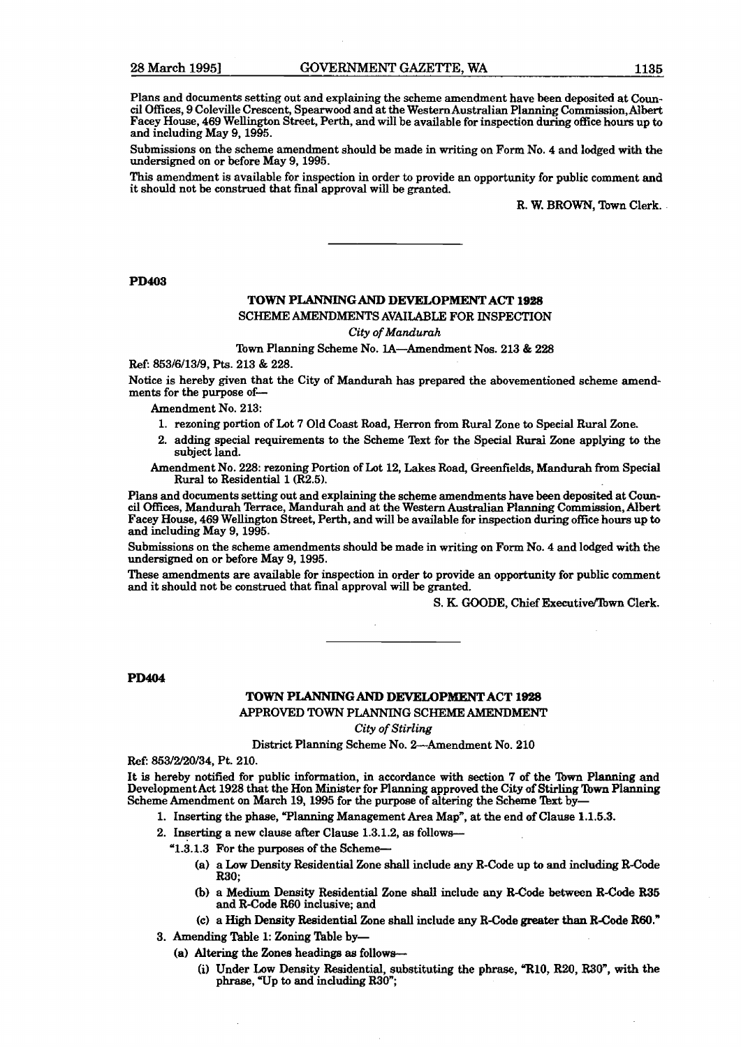Plans and documents setting out and explaining the scheme amendment have been deposited at Council Offices, 9 Coleville Crescent, Spearwood and at the Western Australian Planning Commission, Albert Facey House, 469 Wellington Street, Perth, and will be available for inspection during office hours up to and including May 9, 1995.

Submissions on the scheme amendment should be made in writing on Form No. 4 and lodged with the undersigned on or before May 9, 1995.

This amendment is available for inspection in order to provide an opportunity for public comment and it should not be construed that final approval will be granted.

R. W. BROWN, Town Clerk.

---

**PD403**

## TOWN PLANNING AND DEVELOPMENT ACT 1928

SCHEME AMENDMENTS AVAILABLE FOR INSPECTION

*City of Mandurah*

Town Planning Scheme No. 1A—Amendment Nos. 213 & 228

Ref: 853/6/13/9, Pts. 213 & 228.

Notice is hereby given that the City of Mandurah has prepared the abovementioned scheme amendments for the purpose of—

Amendment No. 213:

1. rezoning portion of Lot 7 Old Coast Road, Herron from Rural Zone to Special Rural Zone.
2. adding special requirements to the Scheme Text for the Special Rural Zone applying to the subject land.

Amendment No. 228: rezoning Portion of Lot 12, Lakes Road, Greenfields, Mandurah from Special Rural to Residential 1 (R2.5).

Plans and documents setting out and explaining the scheme amendments have been deposited at Council Offices, Mandurah Terrace, Mandurah and at the Western Australian Planning Commission, Albert Facey House, 469 Wellington Street, Perth, and will be available for inspection during office hours up to and including May 9, 1995.

Submissions on the scheme amendments should be made in writing on Form No. 4 and lodged with the undersigned on or before May 9, 1995.

These amendments are available for inspection in order to provide an opportunity for public comment and it should not be construed that final approval will be granted.

S. K. GOODE, Chief Executive/Town Clerk.

---

**PD404**

## TOWN PLANNING AND DEVELOPMENT ACT 1928

APPROVED TOWN PLANNING SCHEME AMENDMENT

*City of Stirling*

District Planning Scheme No. 2—Amendment No. 210

Ref: 853/2/20/34, Pt. 210.

It is hereby notified for public information, in accordance with section 7 of the Town Planning and Development Act 1928 that the Hon Minister for Planning approved the City of Stirling Town Planning Scheme Amendment on March 19, 1995 for the purpose of altering the Scheme Text by—

1. Inserting the phase, "Planning Management Area Map", at the end of Clause 1.1.5.3.
2. Inserting a new clause after Clause 1.3.1.2, as follows—

   "1.3.1.3 For the purposes of the Scheme—

   (a) a Low Density Residential Zone shall include any R-Code up to and including R-Code R30;

   (b) a Medium Density Residential Zone shall include any R-Code between R-Code R35 and R-Code R60 inclusive; and

   (c) a High Density Residential Zone shall include any R-Code greater than R-Code R60."
3. Amending Table 1: Zoning Table by—

   (a) Altering the Zones headings as follows—

   (i) Under Low Density Residential, substituting the phrase, "R10, R20, R30", with the phrase, "Up to and including R30";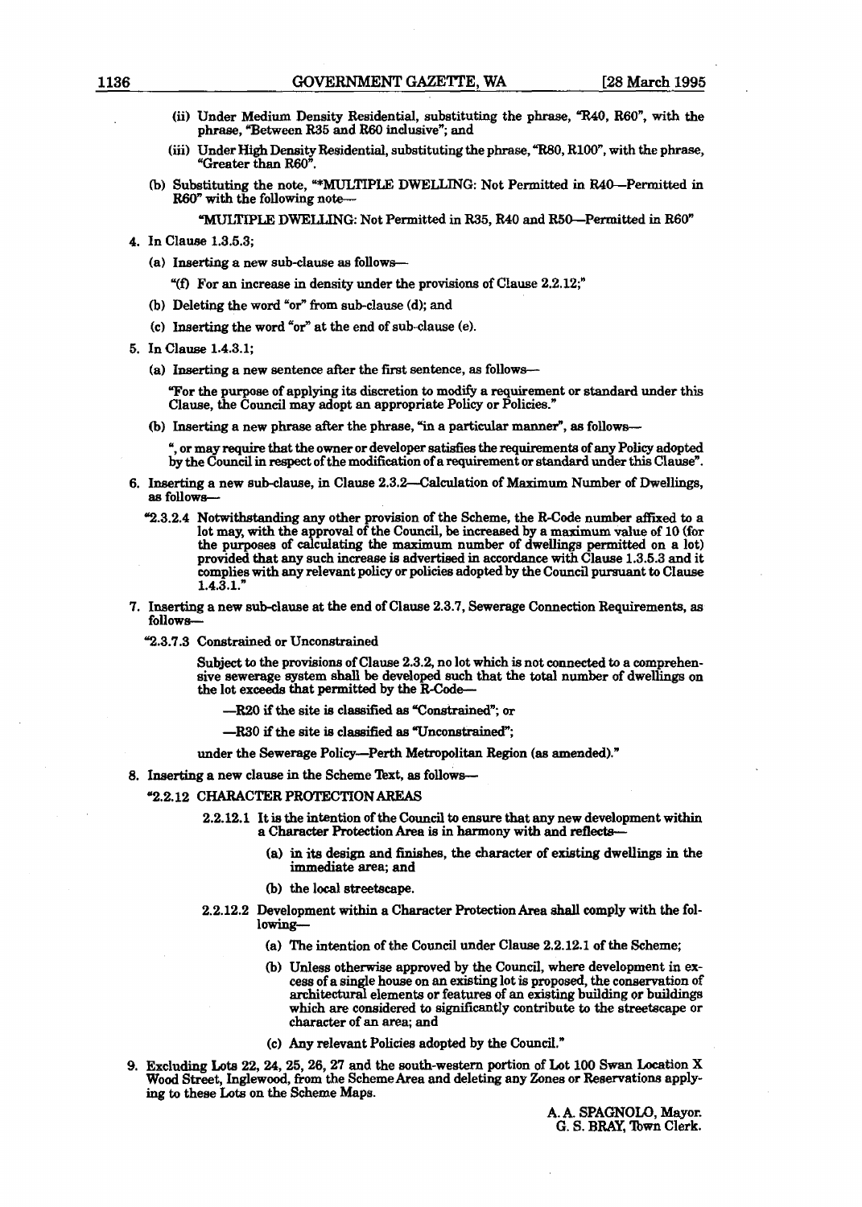(ii) Under Medium Density Residential, substituting the phrase, "R40, R60", with the phrase, "Between R35 and R60 inclusive"; and

(iii) Under High Density Residential, substituting the phrase, "R80, R100", with the phrase, "Greater than R60".

(b) Substituting the note, "*MULTIPLE DWELLING: Not Permitted in R40—Permitted in R60" with the following note—

"MULTIPLE DWELLING: Not Permitted in R35, R40 and R50—Permitted in R60"

4. In Clause 1.3.5.3;

(a) Inserting a new sub-clause as follows—

"(f) For an increase in density under the provisions of Clause 2.2.12;"

(b) Deleting the word "or" from sub-clause (d); and

(c) Inserting the word "or" at the end of sub-clause (e).

5. In Clause 1.4.3.1;

(a) Inserting a new sentence after the first sentence, as follows—

"For the purpose of applying its discretion to modify a requirement or standard under this Clause, the Council may adopt an appropriate Policy or Policies."

(b) Inserting a new phrase after the phrase, "in a particular manner", as follows—

", or may require that the owner or developer satisfies the requirements of any Policy adopted by the Council in respect of the modification of a requirement or standard under this Clause".

6. Inserting a new sub-clause, in Clause 2.3.2—Calculation of Maximum Number of Dwellings, as follows—

"2.3.2.4 Notwithstanding any other provision of the Scheme, the R-Code number affixed to a lot may, with the approval of the Council, be increased by a maximum value of 10 (for the purposes of calculating the maximum number of dwellings permitted on a lot) provided that any such increase is advertised in accordance with Clause 1.3.5.3 and it complies with any relevant policy or policies adopted by the Council pursuant to Clause 1.4.3.1."

7. Inserting a new sub-clause at the end of Clause 2.3.7, Sewerage Connection Requirements, as follows—

"2.3.7.3 Constrained or Unconstrained

Subject to the provisions of Clause 2.3.2, no lot which is not connected to a comprehensive sewerage system shall be developed such that the total number of dwellings on the lot exceeds that permitted by the R-Code—

—R20 if the site is classified as "Constrained"; or

—R30 if the site is classified as "Unconstrained";

under the Sewerage Policy—Perth Metropolitan Region (as amended)."

8. Inserting a new clause in the Scheme Text, as follows—

"2.2.12 CHARACTER PROTECTION AREAS

2.2.12.1 It is the intention of the Council to ensure that any new development within a Character Protection Area is in harmony with and reflects—

(a) in its design and finishes, the character of existing dwellings in the immediate area; and

(b) the local streetscape.

2.2.12.2 Development within a Character Protection Area shall comply with the following—

(a) The intention of the Council under Clause 2.2.12.1 of the Scheme;

(b) Unless otherwise approved by the Council, where development in excess of a single house on an existing lot is proposed, the conservation of architectural elements or features of an existing building or buildings which are considered to significantly contribute to the streetscape or character of an area; and

(c) Any relevant Policies adopted by the Council."

9. Excluding Lots 22, 24, 25, 26, 27 and the south-western portion of Lot 100 Swan Location X Wood Street, Inglewood, from the Scheme Area and deleting any Zones or Reservations applying to these Lots on the Scheme Maps.

A. A. SPAGNOLO, Mayor.
G. S. BRAY, Town Clerk.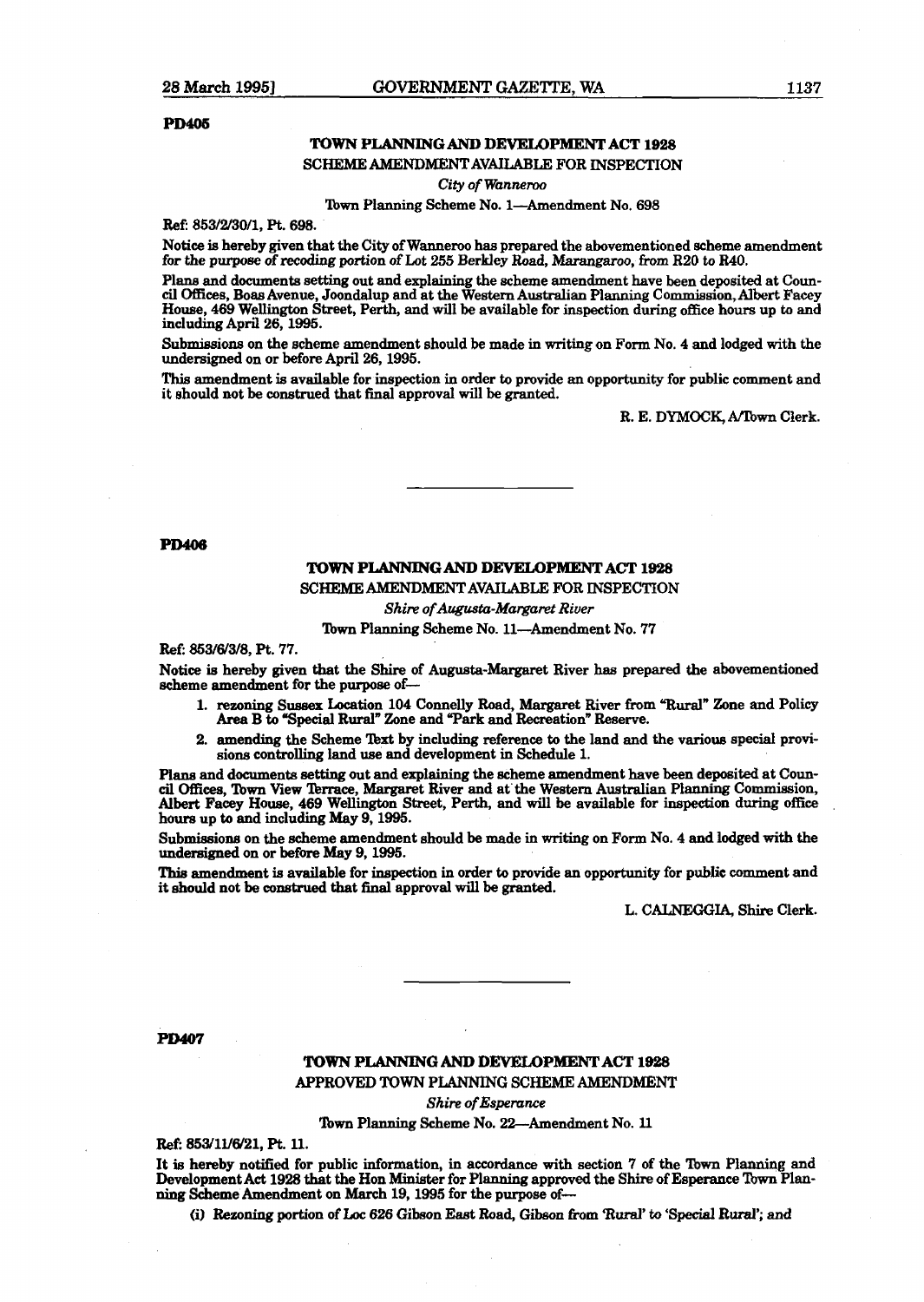**PD405**

## TOWN PLANNING AND DEVELOPMENT ACT 1928

SCHEME AMENDMENT AVAILABLE FOR INSPECTION

*City of Wanneroo*

Town Planning Scheme No. 1—Amendment No. 698

Ref: 853/2/30/1, Pt. 698.

Notice is hereby given that the City of Wanneroo has prepared the abovementioned scheme amendment for the purpose of recoding portion of Lot 255 Berkley Road, Marangaroo, from R20 to R40.

Plans and documents setting out and explaining the scheme amendment have been deposited at Council Offices, Boas Avenue, Joondalup and at the Western Australian Planning Commission, Albert Facey House, 469 Wellington Street, Perth, and will be available for inspection during office hours up to and including April 26, 1995.

Submissions on the scheme amendment should be made in writing on Form No. 4 and lodged with the undersigned on or before April 26, 1995.

This amendment is available for inspection in order to provide an opportunity for public comment and it should not be construed that final approval will be granted.

R. E. DYMOCK, A/Town Clerk.

---

**PD406**

## TOWN PLANNING AND DEVELOPMENT ACT 1928

SCHEME AMENDMENT AVAILABLE FOR INSPECTION

*Shire of Augusta-Margaret River*

Town Planning Scheme No. 11—Amendment No. 77

Ref: 853/6/3/8, Pt. 77.

Notice is hereby given that the Shire of Augusta-Margaret River has prepared the abovementioned scheme amendment for the purpose of—

1. rezoning Sussex Location 104 Connelly Road, Margaret River from "Rural" Zone and Policy Area B to "Special Rural" Zone and "Park and Recreation" Reserve.
2. amending the Scheme Text by including reference to the land and the various special provisions controlling land use and development in Schedule 1.

Plans and documents setting out and explaining the scheme amendment have been deposited at Council Offices, Town View Terrace, Margaret River and at the Western Australian Planning Commission, Albert Facey House, 469 Wellington Street, Perth, and will be available for inspection during office hours up to and including May 9, 1995.

Submissions on the scheme amendment should be made in writing on Form No. 4 and lodged with the undersigned on or before May 9, 1995.

This amendment is available for inspection in order to provide an opportunity for public comment and it should not be construed that final approval will be granted.

L. CALNEGGIA, Shire Clerk.

---

**PD407**

## TOWN PLANNING AND DEVELOPMENT ACT 1928

APPROVED TOWN PLANNING SCHEME AMENDMENT

*Shire of Esperance*

Town Planning Scheme No. 22—Amendment No. 11

Ref: 853/11/6/21, Pt. 11.

It is hereby notified for public information, in accordance with section 7 of the Town Planning and Development Act 1928 that the Hon Minister for Planning approved the Shire of Esperance Town Planning Scheme Amendment on March 19, 1995 for the purpose of—

(i) Rezoning portion of Loc 626 Gibson East Road, Gibson from 'Rural' to 'Special Rural'; and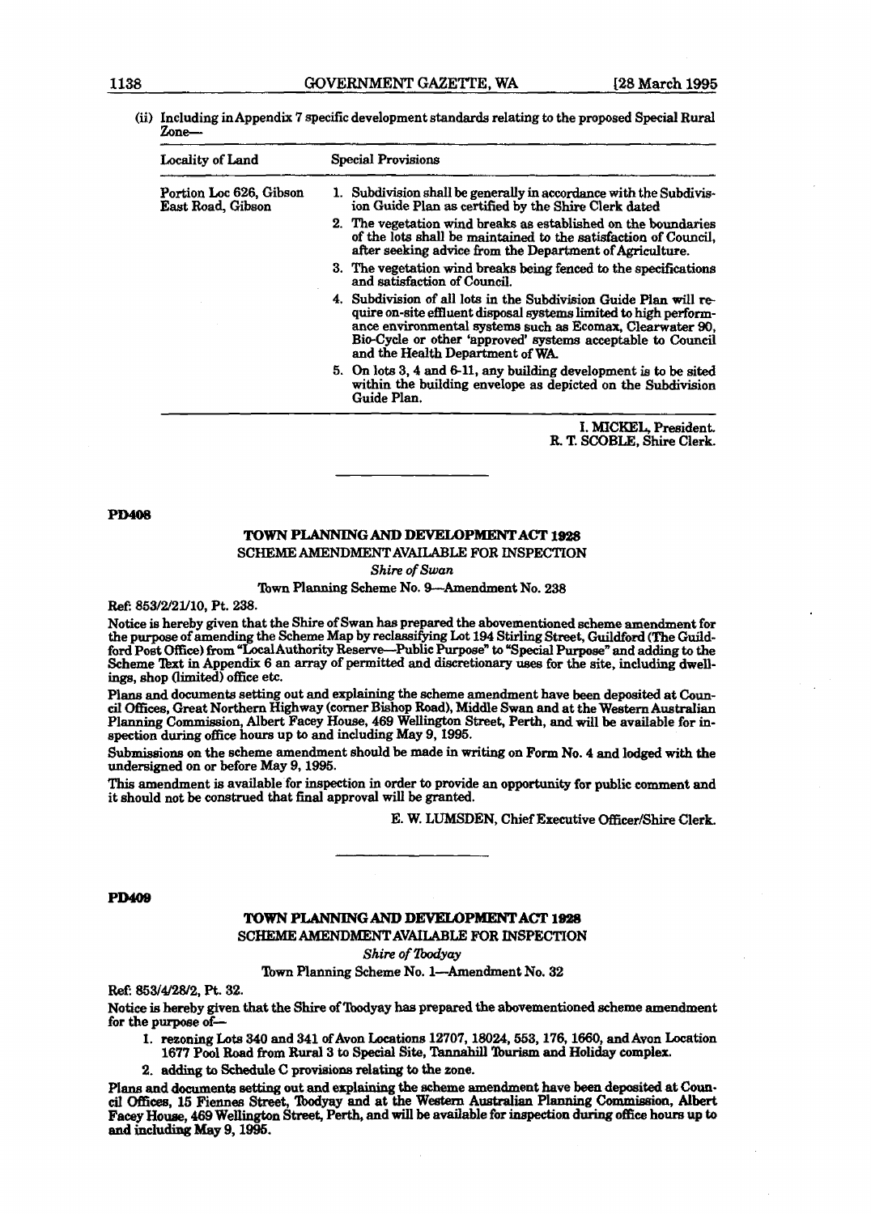(ii) Including in Appendix 7 specific development standards relating to the proposed Special Rural Zone—

| Locality of Land | Special Provisions |
|---|---|
| Portion Loc 626, Gibson East Road, Gibson | 1. Subdivision shall be generally in accordance with the Subdivision Guide Plan as certified by the Shire Clerk dated<br>2. The vegetation wind breaks as established on the boundaries of the lots shall be maintained to the satisfaction of Council, after seeking advice from the Department of Agriculture.<br>3. The vegetation wind breaks being fenced to the specifications and satisfaction of Council.<br>4. Subdivision of all lots in the Subdivision Guide Plan will require on-site effluent disposal systems limited to high performance environmental systems such as Ecomax, Clearwater 90, Bio-Cycle or other 'approved' systems acceptable to Council and the Health Department of WA.<br>5. On lots 3, 4 and 6-11, any building development is to be sited within the building envelope as depicted on the Subdivision Guide Plan. |

I. MICKEL, President.
R. T. SCOBLE, Shire Clerk.

---

**PD408**

## TOWN PLANNING AND DEVELOPMENT ACT 1928

### SCHEME AMENDMENT AVAILABLE FOR INSPECTION

*Shire of Swan*

Town Planning Scheme No. 9—Amendment No. 238

Ref: 853/2/21/10, Pt. 238.

Notice is hereby given that the Shire of Swan has prepared the abovementioned scheme amendment for the purpose of amending the Scheme Map by reclassifying Lot 194 Stirling Street, Guildford (The Guildford Post Office) from "Local Authority Reserve—Public Purpose" to "Special Purpose" and adding to the Scheme Text in Appendix 6 an array of permitted and discretionary uses for the site, including dwellings, shop (limited) office etc.

Plans and documents setting out and explaining the scheme amendment have been deposited at Council Offices, Great Northern Highway (corner Bishop Road), Middle Swan and at the Western Australian Planning Commission, Albert Facey House, 469 Wellington Street, Perth, and will be available for inspection during office hours up to and including May 9, 1995.

Submissions on the scheme amendment should be made in writing on Form No. 4 and lodged with the undersigned on or before May 9, 1995.

This amendment is available for inspection in order to provide an opportunity for public comment and it should not be construed that final approval will be granted.

E. W. LUMSDEN, Chief Executive Officer/Shire Clerk.

---

**PD409**

## TOWN PLANNING AND DEVELOPMENT ACT 1928

### SCHEME AMENDMENT AVAILABLE FOR INSPECTION

*Shire of Toodyay*

Town Planning Scheme No. 1—Amendment No. 32

Ref: 853/4/28/2, Pt. 32.

Notice is hereby given that the Shire of Toodyay has prepared the abovementioned scheme amendment for the purpose of—

1. rezoning Lots 340 and 341 of Avon Locations 12707, 18024, 553, 176, 1660, and Avon Location 1677 Pool Road from Rural 3 to Special Site, Tannahill Tourism and Holiday complex.
2. adding to Schedule C provisions relating to the zone.

Plans and documents setting out and explaining the scheme amendment have been deposited at Council Offices, 15 Fiennes Street, Toodyay and at the Western Australian Planning Commission, Albert Facey House, 469 Wellington Street, Perth, and will be available for inspection during office hours up to and including May 9, 1995.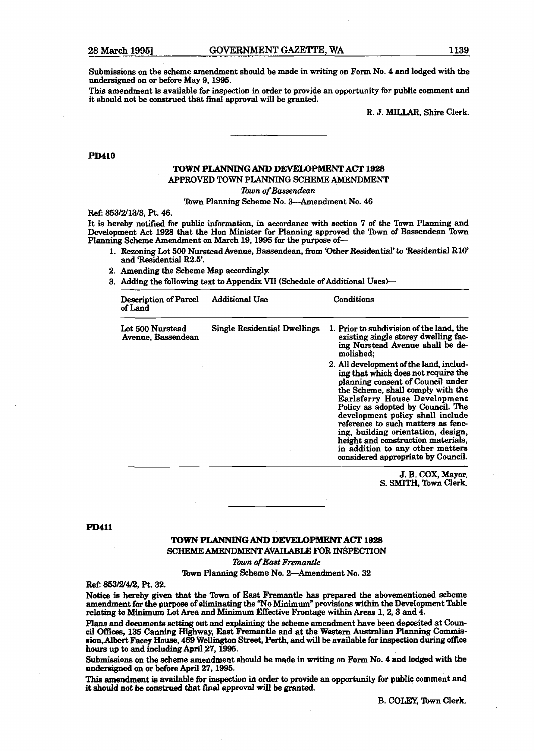Submissions on the scheme amendment should be made in writing on Form No. 4 and lodged with the undersigned on or before May 9, 1995.

This amendment is available for inspection in order to provide an opportunity for public comment and it should not be construed that final approval will be granted.

R. J. MILLAR, Shire Clerk.

---

**PD410**

## TOWN PLANNING AND DEVELOPMENT ACT 1928

### APPROVED TOWN PLANNING SCHEME AMENDMENT

*Town of Bassendean*

Town Planning Scheme No. 3—Amendment No. 46

Ref: 853/2/13/3, Pt. 46.

It is hereby notified for public information, in accordance with section 7 of the Town Planning and Development Act 1928 that the Hon Minister for Planning approved the Town of Bassendean Town Planning Scheme Amendment on March 19, 1995 for the purpose of—

1. Rezoning Lot 500 Nurstead Avenue, Bassendean, from 'Other Residential' to 'Residential R10' and 'Residential R2.5'.
2. Amending the Scheme Map accordingly.
3. Adding the following text to Appendix VII (Schedule of Additional Uses)—

| Description of Parcel of Land | Additional Use | Conditions |
|---|---|---|
| Lot 500 Nurstead Avenue, Bassendean | Single Residential Dwellings | 1. Prior to subdivision of the land, the existing single storey dwelling facing Nurstead Avenue shall be demolished; 2. All development of the land, including that which does not require the planning consent of Council under the Scheme, shall comply with the Earlsferry House Development Policy as adopted by Council. The development policy shall include reference to such matters as fencing, building orientation, design, height and construction materials, in addition to any other matters considered appropriate by Council. |

J. B. COX, Mayor.
S. SMITH, Town Clerk.

---

**PD411**

## TOWN PLANNING AND DEVELOPMENT ACT 1928

### SCHEME AMENDMENT AVAILABLE FOR INSPECTION

*Town of East Fremantle*

Town Planning Scheme No. 2—Amendment No. 32

Ref: 853/2/4/2, Pt. 32.

Notice is hereby given that the Town of East Fremantle has prepared the abovementioned scheme amendment for the purpose of eliminating the "No Minimum" provisions within the Development Table relating to Minimum Lot Area and Minimum Effective Frontage within Areas 1, 2, 3 and 4.

Plans and documents setting out and explaining the scheme amendment have been deposited at Council Offices, 135 Canning Highway, East Fremantle and at the Western Australian Planning Commission, Albert Facey House, 469 Wellington Street, Perth, and will be available for inspection during office hours up to and including April 27, 1995.

Submissions on the scheme amendment should be made in writing on Form No. 4 and lodged with the undersigned on or before April 27, 1995.

This amendment is available for inspection in order to provide an opportunity for public comment and it should not be construed that final approval will be granted.

B. COLEY, Town Clerk.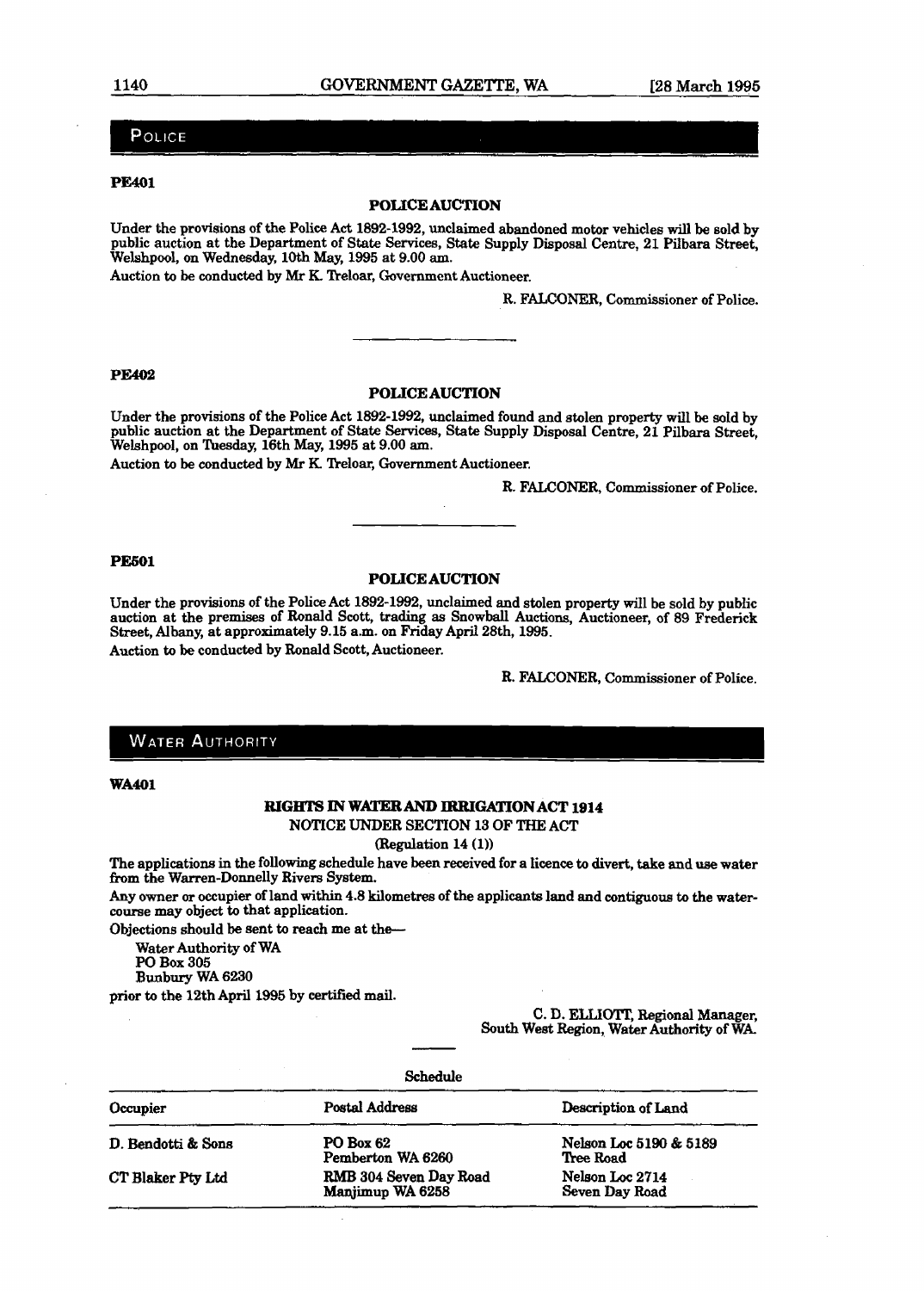## POLICE

**PE401**

### POLICE AUCTION

Under the provisions of the Police Act 1892-1992, unclaimed abandoned motor vehicles will be sold by public auction at the Department of State Services, State Supply Disposal Centre, 21 Pilbara Street, Welshpool, on Wednesday, 10th May, 1995 at 9.00 am.

Auction to be conducted by Mr K. Treloar, Government Auctioneer.

R. FALCONER, Commissioner of Police.

---

**PE402**

### POLICE AUCTION

Under the provisions of the Police Act 1892-1992, unclaimed found and stolen property will be sold by public auction at the Department of State Services, State Supply Disposal Centre, 21 Pilbara Street, Welshpool, on Tuesday, 16th May, 1995 at 9.00 am.

Auction to be conducted by Mr K. Treloar, Government Auctioneer.

R. FALCONER, Commissioner of Police.

---

**PE501**

### POLICE AUCTION

Under the provisions of the Police Act 1892-1992, unclaimed and stolen property will be sold by public auction at the premises of Ronald Scott, trading as Snowball Auctions, Auctioneer, of 89 Frederick Street, Albany, at approximately 9.15 a.m. on Friday April 28th, 1995.

Auction to be conducted by Ronald Scott, Auctioneer.

R. FALCONER, Commissioner of Police.

## WATER AUTHORITY

**WA401**

### RIGHTS IN WATER AND IRRIGATION ACT 1914

NOTICE UNDER SECTION 13 OF THE ACT

(Regulation 14 (1))

The applications in the following schedule have been received for a licence to divert, take and use water from the Warren-Donnelly Rivers System.

Any owner or occupier of land within 4.8 kilometres of the applicants land and contiguous to the watercourse may object to that application.

Objections should be sent to reach me at the—

Water Authority of WA
PO Box 305
Bunbury WA 6230

prior to the 12th April 1995 by certified mail.

C. D. ELLIOTT, Regional Manager,
South West Region, Water Authority of WA.

---

Schedule

| Occupier | Postal Address | Description of Land |
|---|---|---|
| D. Bendotti & Sons | PO Box 62<br>Pemberton WA 6260 | Nelson Loc 5190 & 5189<br>Tree Road |
| CT Blaker Pty Ltd | RMB 304 Seven Day Road<br>Manjimup WA 6258 | Nelson Loc 2714<br>Seven Day Road |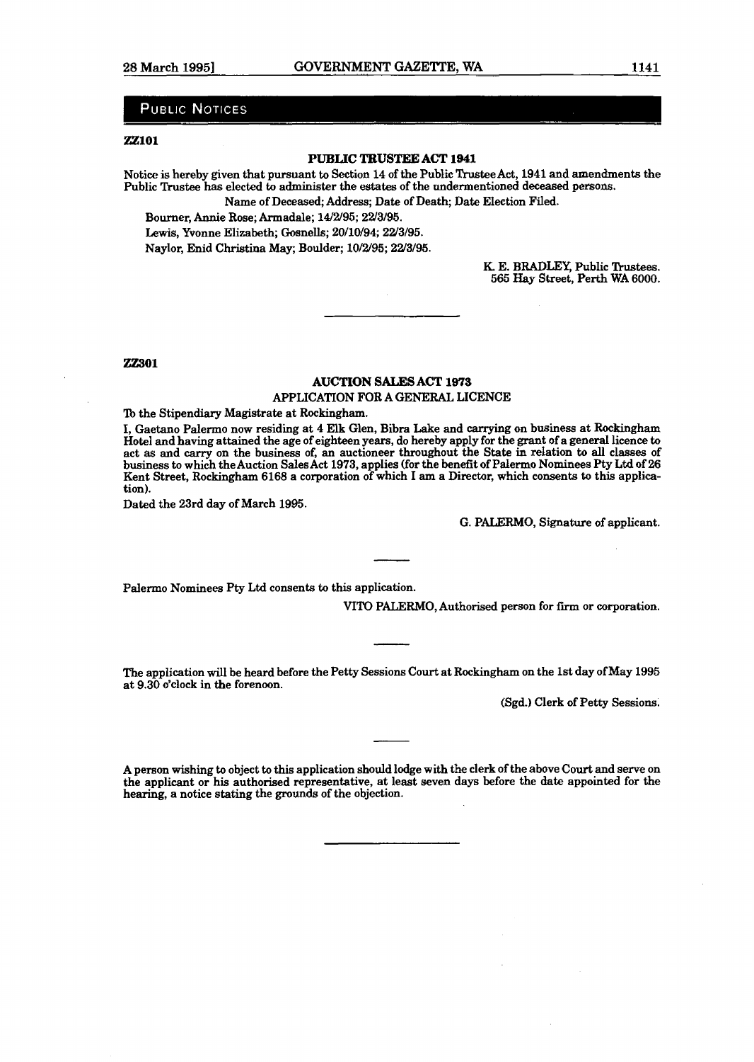## PUBLIC NOTICES

**ZZ101**

### PUBLIC TRUSTEE ACT 1941

Notice is hereby given that pursuant to Section 14 of the Public Trustee Act, 1941 and amendments the Public Trustee has elected to administer the estates of the undermentioned deceased persons.

Name of Deceased; Address; Date of Death; Date Election Filed.

Bourner, Annie Rose; Armadale; 14/2/95; 22/3/95.

Lewis, Yvonne Elizabeth; Gosnells; 20/10/94; 22/3/95.

Naylor, Enid Christina May; Boulder; 10/2/95; 22/3/95.

K. E. BRADLEY, Public Trustees.
565 Hay Street, Perth WA 6000.

---

**ZZ301**

### AUCTION SALES ACT 1973

#### APPLICATION FOR A GENERAL LICENCE

To the Stipendiary Magistrate at Rockingham.

I, Gaetano Palermo now residing at 4 Elk Glen, Bibra Lake and carrying on business at Rockingham Hotel and having attained the age of eighteen years, do hereby apply for the grant of a general licence to act as and carry on the business of, an auctioneer throughout the State in relation to all classes of business to which the Auction Sales Act 1973, applies (for the benefit of Palermo Nominees Pty Ltd of 26 Kent Street, Rockingham 6168 a corporation of which I am a Director, which consents to this application).

Dated the 23rd day of March 1995.

G. PALERMO, Signature of applicant.

---

Palermo Nominees Pty Ltd consents to this application.

VITO PALERMO, Authorised person for firm or corporation.

---

The application will be heard before the Petty Sessions Court at Rockingham on the 1st day of May 1995 at 9.30 o'clock in the forenoon.

(Sgd.) Clerk of Petty Sessions.

---

A person wishing to object to this application should lodge with the clerk of the above Court and serve on the applicant or his authorised representative, at least seven days before the date appointed for the hearing, a notice stating the grounds of the objection.

---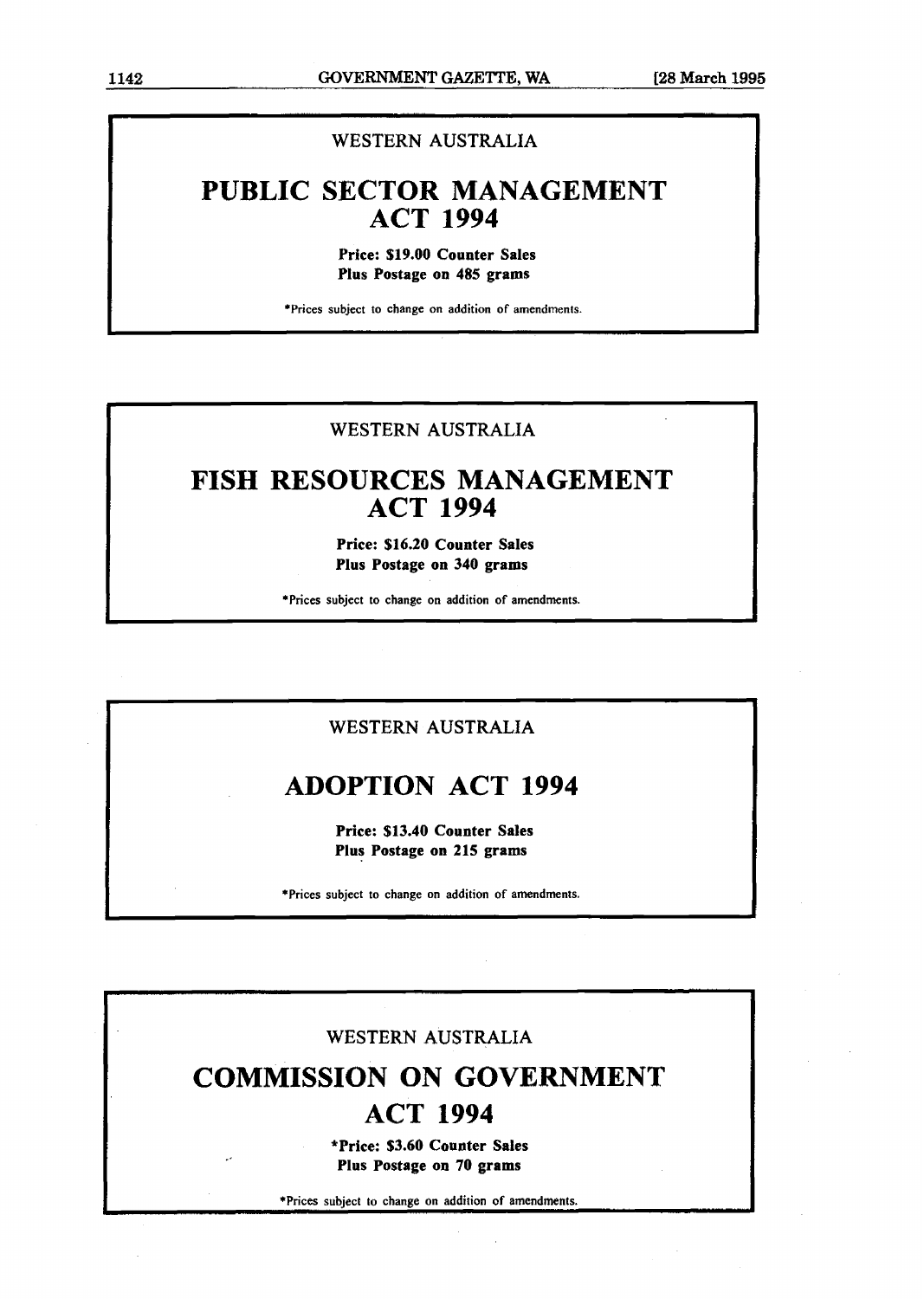WESTERN AUSTRALIA

## PUBLIC SECTOR MANAGEMENT ACT 1994

**Price: $19.00 Counter Sales**
**Plus Postage on 485 grams**

*Prices subject to change on addition of amendments.

---

WESTERN AUSTRALIA

## FISH RESOURCES MANAGEMENT ACT 1994

**Price: $16.20 Counter Sales**
**Plus Postage on 340 grams**

*Prices subject to change on addition of amendments.

---

WESTERN AUSTRALIA

## ADOPTION ACT 1994

**Price: $13.40 Counter Sales**
**Plus Postage on 215 grams**

*Prices subject to change on addition of amendments.

---

WESTERN AUSTRALIA

## COMMISSION ON GOVERNMENT ACT 1994

***Price: $3.60 Counter Sales**
**Plus Postage on 70 grams**

*Prices subject to change on addition of amendments.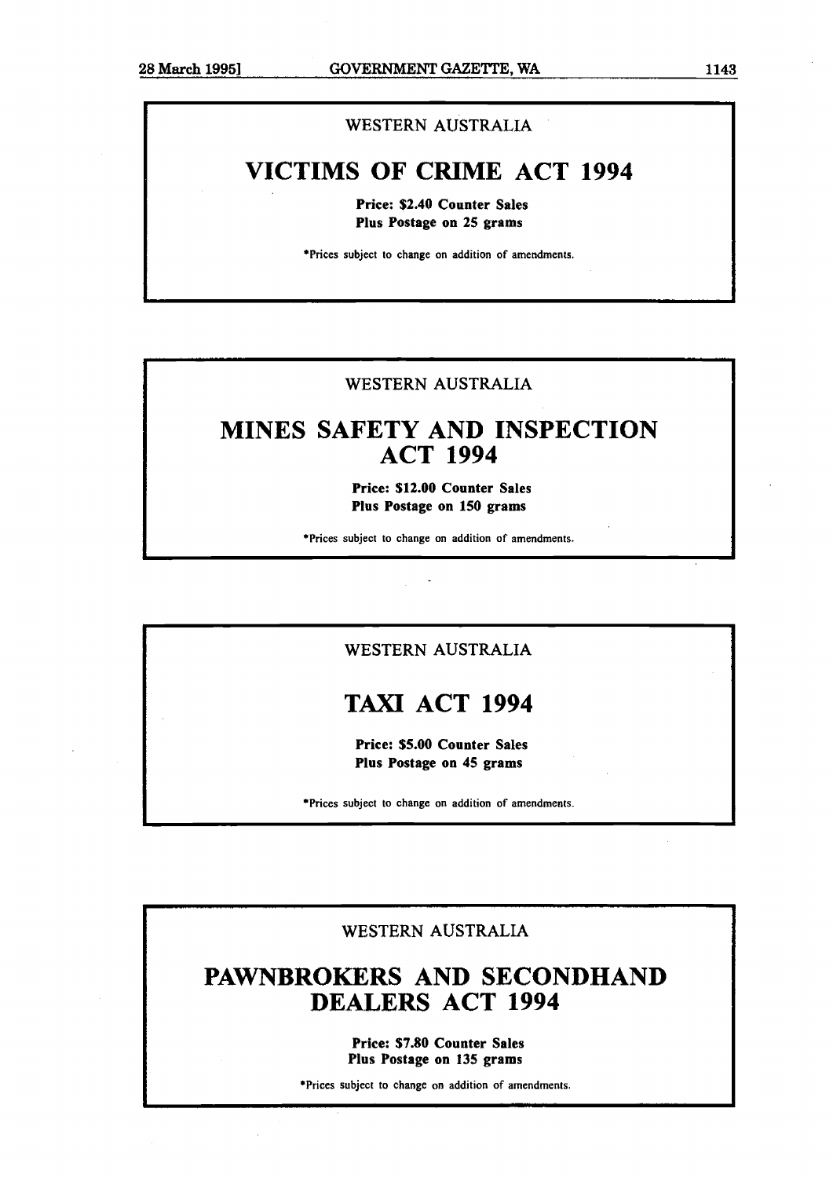WESTERN AUSTRALIA

# VICTIMS OF CRIME ACT 1994

**Price: $2.40 Counter Sales**
**Plus Postage on 25 grams**

*Prices subject to change on addition of amendments.

WESTERN AUSTRALIA

# MINES SAFETY AND INSPECTION ACT 1994

**Price: $12.00 Counter Sales**
**Plus Postage on 150 grams**

*Prices subject to change on addition of amendments.

WESTERN AUSTRALIA

# TAXI ACT 1994

**Price: $5.00 Counter Sales**
**Plus Postage on 45 grams**

*Prices subject to change on addition of amendments.

WESTERN AUSTRALIA

# PAWNBROKERS AND SECONDHAND DEALERS ACT 1994

**Price: $7.80 Counter Sales**
**Plus Postage on 135 grams**

*Prices subject to change on addition of amendments.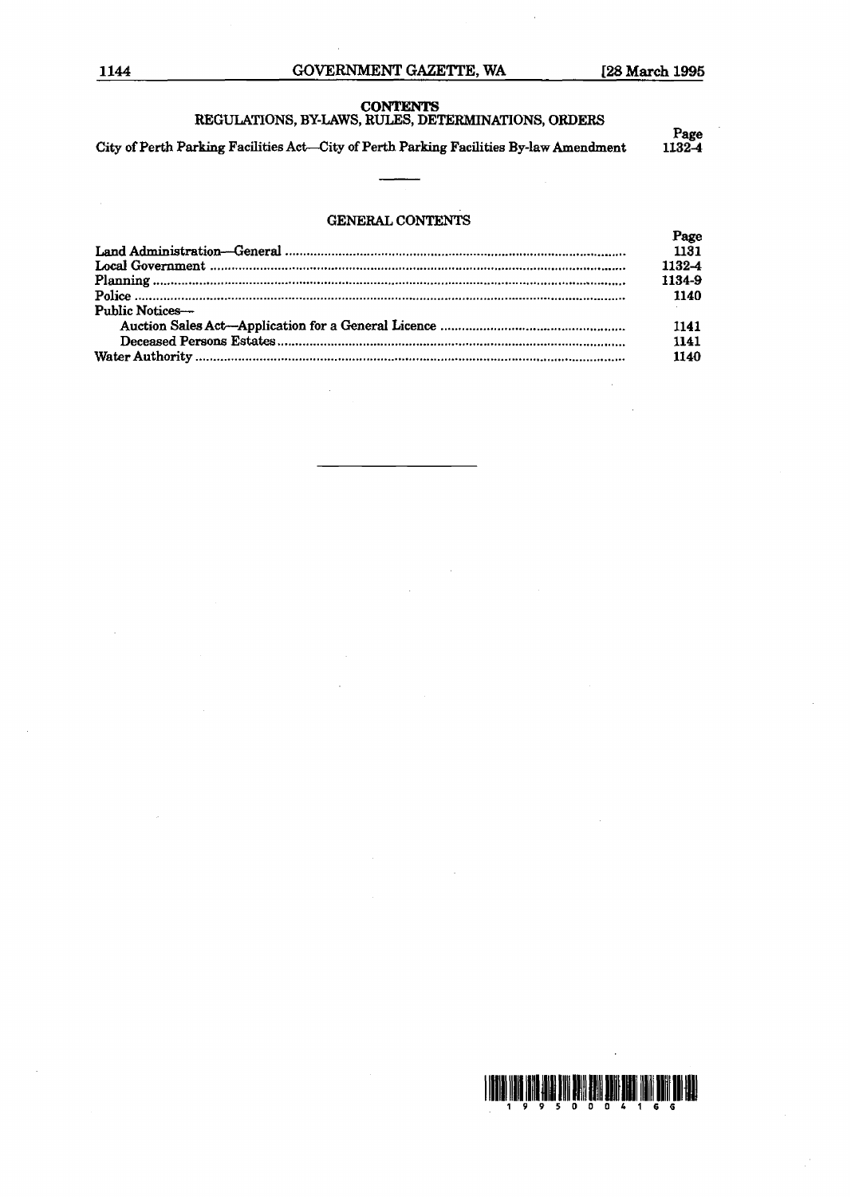## CONTENTS

### REGULATIONS, BY-LAWS, RULES, DETERMINATIONS, ORDERS

| | Page |
|---|---|
| City of Perth Parking Facilities Act—City of Perth Parking Facilities By-law Amendment | 1132-4 |

---

### GENERAL CONTENTS

| | Page |
|---|---|
| Land Administration—General | 1131 |
| Local Government | 1132-4 |
| Planning | 1134-9 |
| Police | 1140 |
| Public Notices— | |
| Auction Sales Act—Application for a General Licence | 1141 |
| Deceased Persons Estates | 1141 |
| Water Authority | 1140 |

1 9 9 5 0 0 0 4 1 6 6